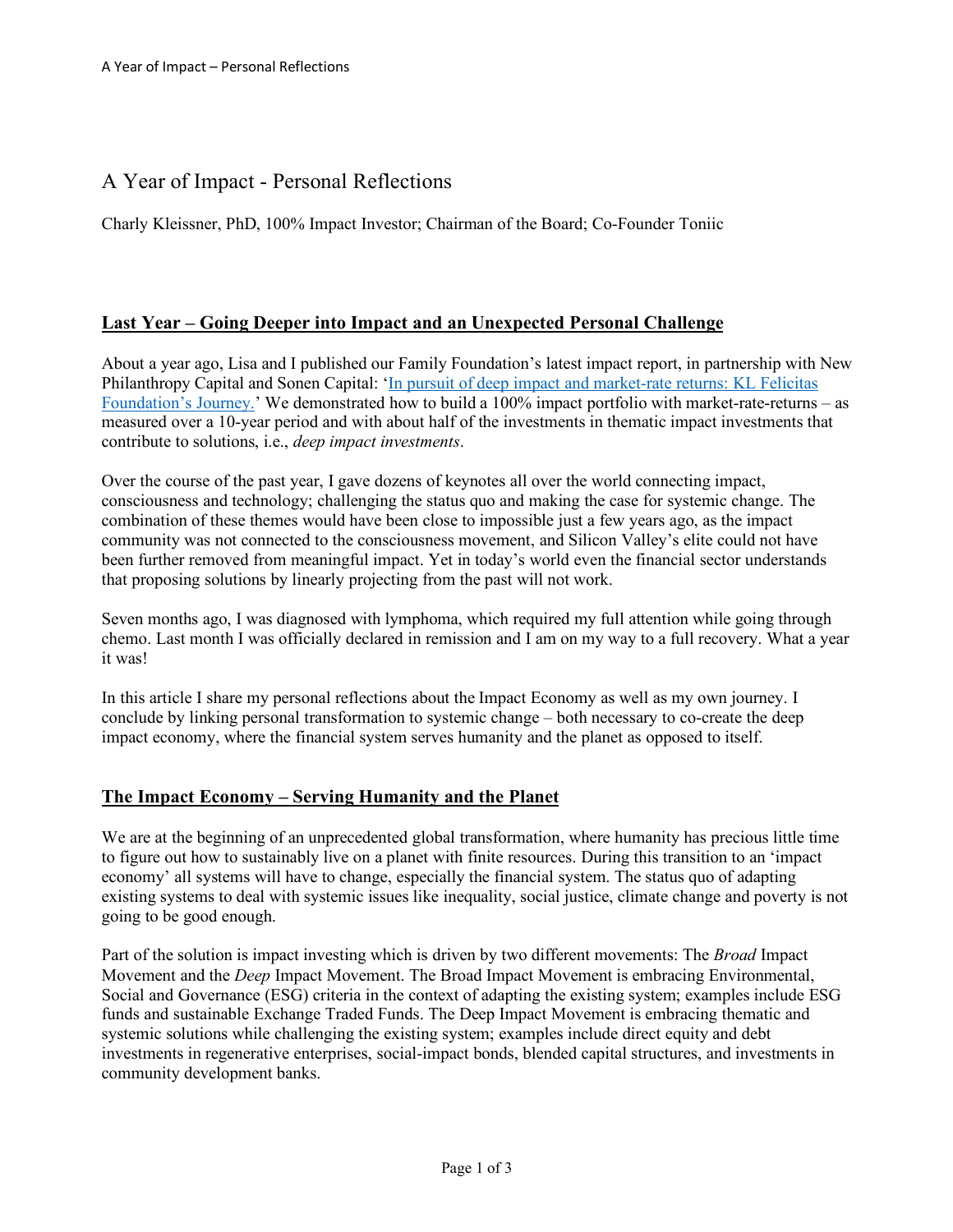# A Year of Impact - Personal Reflections

Charly Kleissner, PhD, 100% Impact Investor; Chairman of the Board; Co-Founder Toniic

## Last Year – Going Deeper into Impact and an Unexpected Personal Challenge

About a year ago, Lisa and I published our Family Foundation's latest impact report, in partnership with New Philanthropy Capital and Sonen Capital: '[In pursuit of deep impact and market-rate returns: KL Felicitas Foundation's Journey.](#)' We demonstrated how to build a 100% impact portfolio with market-rate-returns – as measured over a 10-year period and with about half of the investments in thematic impact investments that contribute to solutions, i.e., *deep impact investments*.

Over the course of the past year, I gave dozens of keynotes all over the world connecting impact, consciousness and technology; challenging the status quo and making the case for systemic change. The combination of these themes would have been close to impossible just a few years ago, as the impact community was not connected to the consciousness movement, and Silicon Valley's elite could not have been further removed from meaningful impact. Yet in today's world even the financial sector understands that proposing solutions by linearly projecting from the past will not work.

Seven months ago, I was diagnosed with lymphoma, which required my full attention while going through chemo. Last month I was officially declared in remission and I am on my way to a full recovery. What a year it was!

In this article I share my personal reflections about the Impact Economy as well as my own journey. I conclude by linking personal transformation to systemic change – both necessary to co-create the deep impact economy, where the financial system serves humanity and the planet as opposed to itself.

## The Impact Economy – Serving Humanity and the Planet

We are at the beginning of an unprecedented global transformation, where humanity has precious little time to figure out how to sustainably live on a planet with finite resources. During this transition to an 'impact economy' all systems will have to change, especially the financial system. The status quo of adapting existing systems to deal with systemic issues like inequality, social justice, climate change and poverty is not going to be good enough.

Part of the solution is impact investing which is driven by two different movements: The *Broad* Impact Movement and the *Deep* Impact Movement. The Broad Impact Movement is embracing Environmental, Social and Governance (ESG) criteria in the context of adapting the existing system; examples include ESG funds and sustainable Exchange Traded Funds. The Deep Impact Movement is embracing thematic and systemic solutions while challenging the existing system; examples include direct equity and debt investments in regenerative enterprises, social-impact bonds, blended capital structures, and investments in community development banks.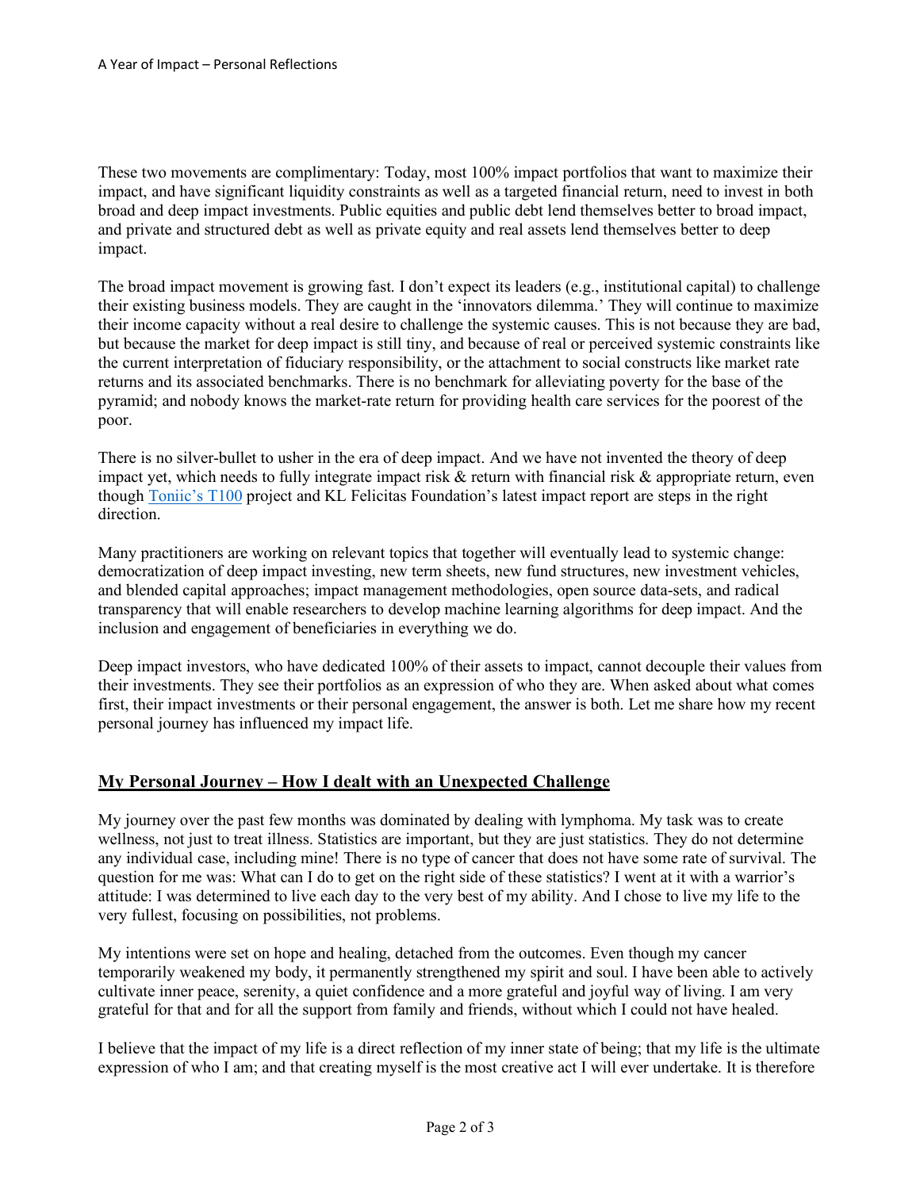These two movements are complimentary: Today, most 100% impact portfolios that want to maximize their impact, and have significant liquidity constraints as well as a targeted financial return, need to invest in both broad and deep impact investments. Public equities and public debt lend themselves better to broad impact, and private and structured debt as well as private equity and real assets lend themselves better to deep impact.

The broad impact movement is growing fast. I don't expect its leaders (e.g., institutional capital) to challenge their existing business models. They are caught in the 'innovators dilemma.' They will continue to maximize their income capacity without a real desire to challenge the systemic causes. This is not because they are bad, but because the market for deep impact is still tiny, and because of real or perceived systemic constraints like the current interpretation of fiduciary responsibility, or the attachment to social constructs like market rate returns and its associated benchmarks. There is no benchmark for alleviating poverty for the base of the pyramid; and nobody knows the market-rate return for providing health care services for the poorest of the poor.

There is no silver-bullet to usher in the era of deep impact. And we have not invented the theory of deep impact yet, which needs to fully integrate impact risk & return with financial risk & appropriate return, even though Toniic's T100 project and KL Felicitas Foundation's latest impact report are steps in the right direction.

Many practitioners are working on relevant topics that together will eventually lead to systemic change: democratization of deep impact investing, new term sheets, new fund structures, new investment vehicles, and blended capital approaches; impact management methodologies, open source data-sets, and radical transparency that will enable researchers to develop machine learning algorithms for deep impact. And the inclusion and engagement of beneficiaries in everything we do.

Deep impact investors, who have dedicated 100% of their assets to impact, cannot decouple their values from their investments. They see their portfolios as an expression of who they are. When asked about what comes first, their impact investments or their personal engagement, the answer is both. Let me share how my recent personal journey has influenced my impact life.

## My Personal Journey – How I dealt with an Unexpected Challenge

My journey over the past few months was dominated by dealing with lymphoma. My task was to create wellness, not just to treat illness. Statistics are important, but they are just statistics. They do not determine any individual case, including mine! There is no type of cancer that does not have some rate of survival. The question for me was: What can I do to get on the right side of these statistics? I went at it with a warrior's attitude: I was determined to live each day to the very best of my ability. And I chose to live my life to the very fullest, focusing on possibilities, not problems.

My intentions were set on hope and healing, detached from the outcomes. Even though my cancer temporarily weakened my body, it permanently strengthened my spirit and soul. I have been able to actively cultivate inner peace, serenity, a quiet confidence and a more grateful and joyful way of living. I am very grateful for that and for all the support from family and friends, without which I could not have healed.

I believe that the impact of my life is a direct reflection of my inner state of being; that my life is the ultimate expression of who I am; and that creating myself is the most creative act I will ever undertake. It is therefore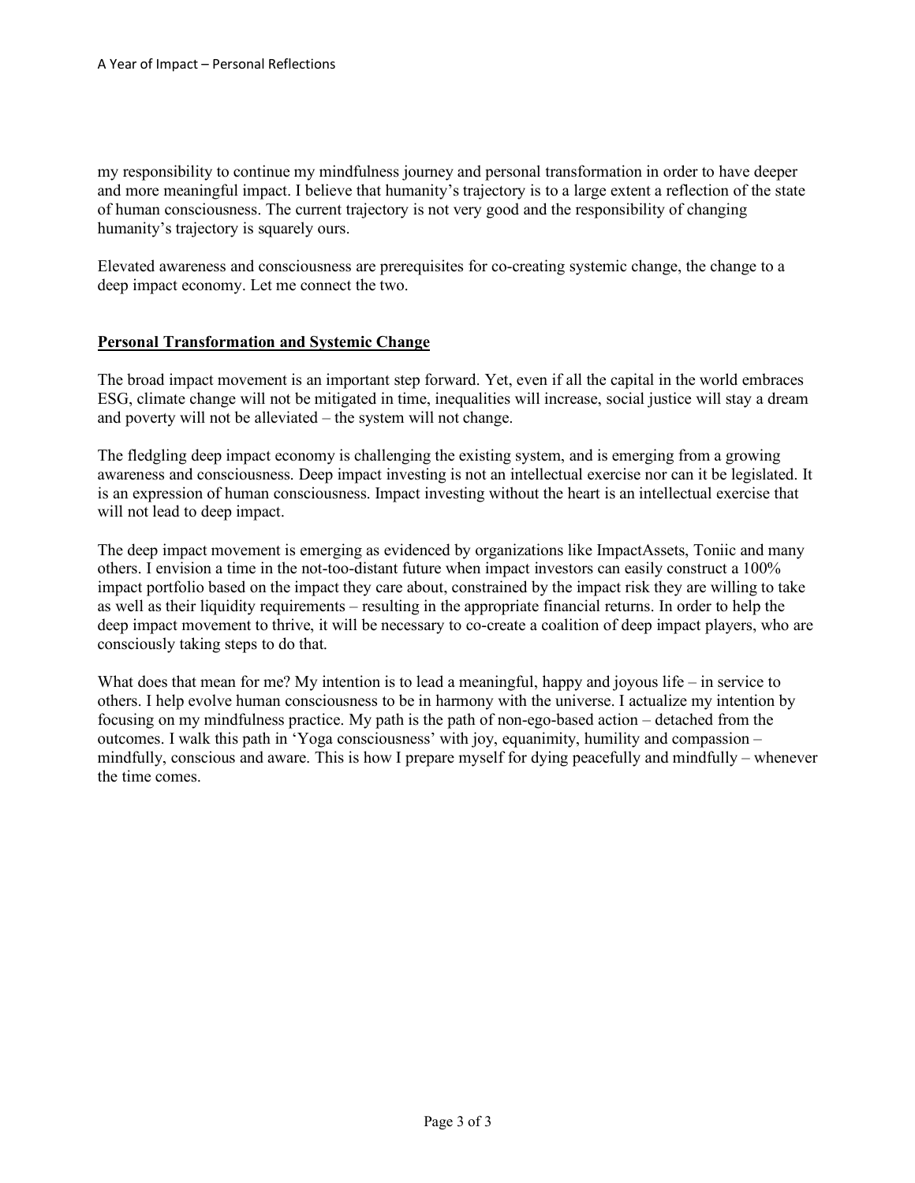my responsibility to continue my mindfulness journey and personal transformation in order to have deeper and more meaningful impact. I believe that humanity's trajectory is to a large extent a reflection of the state of human consciousness. The current trajectory is not very good and the responsibility of changing humanity's trajectory is squarely ours.

Elevated awareness and consciousness are prerequisites for co-creating systemic change, the change to a deep impact economy. Let me connect the two.

## Personal Transformation and Systemic Change

The broad impact movement is an important step forward. Yet, even if all the capital in the world embraces ESG, climate change will not be mitigated in time, inequalities will increase, social justice will stay a dream and poverty will not be alleviated – the system will not change.

The fledgling deep impact economy is challenging the existing system, and is emerging from a growing awareness and consciousness. Deep impact investing is not an intellectual exercise nor can it be legislated. It is an expression of human consciousness. Impact investing without the heart is an intellectual exercise that will not lead to deep impact.

The deep impact movement is emerging as evidenced by organizations like ImpactAssets, Toniic and many others. I envision a time in the not-too-distant future when impact investors can easily construct a 100% impact portfolio based on the impact they care about, constrained by the impact risk they are willing to take as well as their liquidity requirements – resulting in the appropriate financial returns. In order to help the deep impact movement to thrive, it will be necessary to co-create a coalition of deep impact players, who are consciously taking steps to do that.

What does that mean for me? My intention is to lead a meaningful, happy and joyous life – in service to others. I help evolve human consciousness to be in harmony with the universe. I actualize my intention by focusing on my mindfulness practice. My path is the path of non-ego-based action – detached from the outcomes. I walk this path in 'Yoga consciousness' with joy, equanimity, humility and compassion – mindfully, conscious and aware. This is how I prepare myself for dying peacefully and mindfully – whenever the time comes.